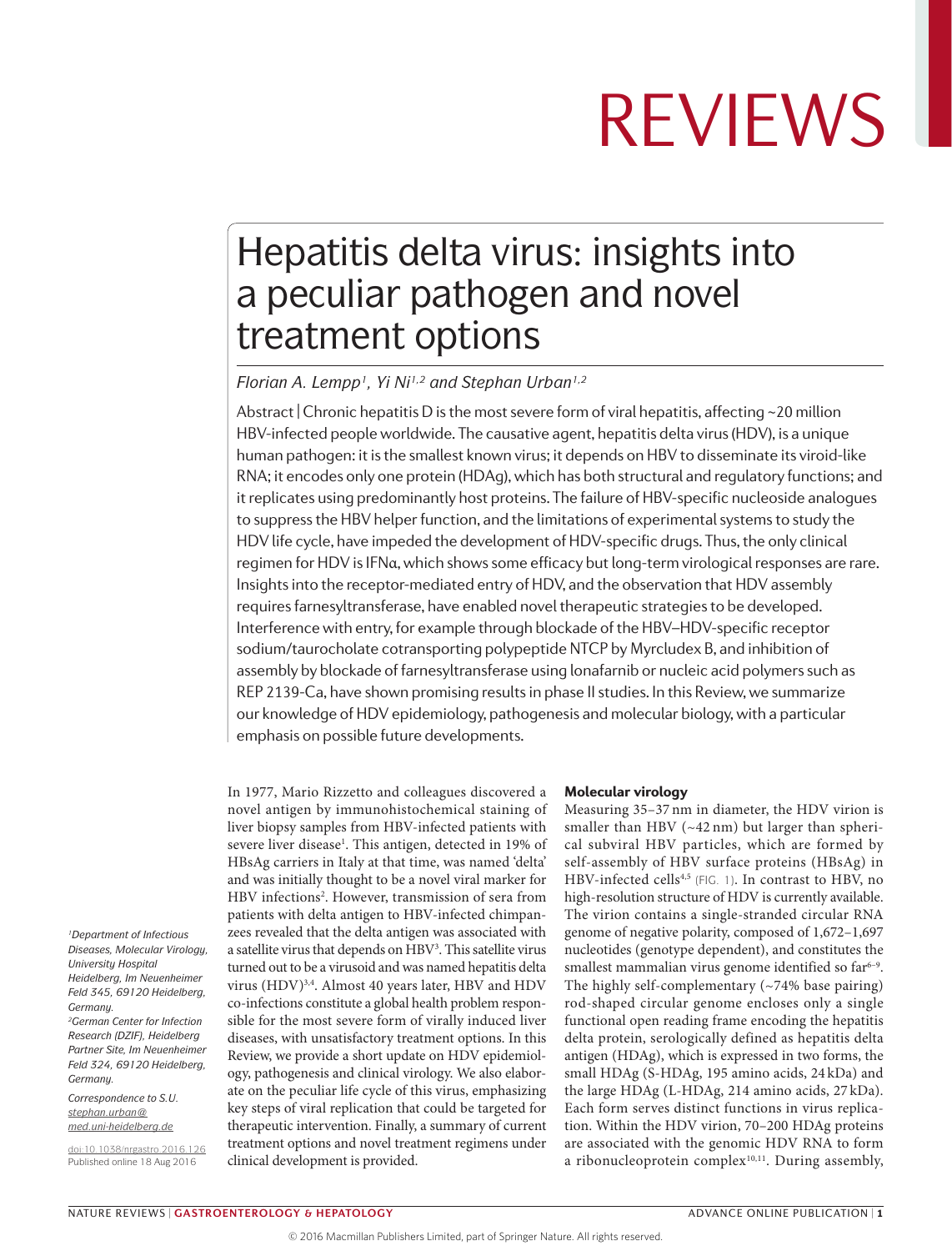# Hepatitis delta virus: insights into a peculiar pathogen and novel treatment options

*Florian A. Lempp[1], Yi Ni[1,2] and Stephan Urban[1,2]*

**Abstract** | Chronic hepatitis D is the most severe form of viral hepatitis, affecting ~20 million HBV-infected people worldwide. The causative agent, hepatitis delta virus (HDV), is a unique human pathogen: it is the smallest known virus; it depends on HBV to disseminate its viroid-like RNA; it encodes only one protein (HDAg), which has both structural and regulatory functions; and it replicates using predominantly host proteins. The failure of HBV-specific nucleoside analogues to suppress the HBV helper function, and the limitations of experimental systems to study the HDV life cycle, have impeded the development of HDV-specific drugs. Thus, the only clinical regimen for HDV is IFNα, which shows some efficacy but long-term virological responses are rare. Insights into the receptor-mediated entry of HDV, and the observation that HDV assembly requires farnesyltransferase, have enabled novel therapeutic strategies to be developed. Interference with entry, for example through blockade of the HBV–HDV-specific receptor sodium/taurocholate cotransporting polypeptide NTCP by Myrcludex B, and inhibition of assembly by blockade of farnesyltransferase using lonafarnib or nucleic acid polymers such as REP 2139-Ca, have shown promising results in phase II studies. In this Review, we summarize our knowledge of HDV epidemiology, pathogenesis and molecular biology, with a particular emphasis on possible future developments.

*[1]Department of Infectious Diseases, Molecular Virology, University Hospital Heidelberg, Im Neuenheimer Feld 345, 69120 Heidelberg, Germany.*
*[2]German Center for Infection Research (DZIF), Heidelberg Partner Site, Im Neuenheimer Feld 324, 69120 Heidelberg, Germany.*

*Correspondence to S.U. stephan.urban@med.uni-heidelberg.de*

doi:10.1038/nrgastro.2016.126
Published online 18 Aug 2016

In 1977, Mario Rizzetto and colleagues discovered a novel antigen by immunohistochemical staining of liver biopsy samples from HBV-infected patients with severe liver disease[1]. This antigen, detected in 19% of HBsAg carriers in Italy at that time, was named 'delta' and was initially thought to be a novel viral marker for HBV infections[2]. However, transmission of sera from patients with delta antigen to HBV-infected chimpanzees revealed that the delta antigen was associated with a satellite virus that depends on HBV[3]. This satellite virus turned out to be a virusoid and was named hepatitis delta virus (HDV)[3,4]. Almost 40 years later, HBV and HDV co-infections constitute a global health problem responsible for the most severe form of virally induced liver diseases, with unsatisfactory treatment options. In this Review, we provide a short update on HDV epidemiology, pathogenesis and clinical virology. We also elaborate on the peculiar life cycle of this virus, emphasizing key steps of viral replication that could be targeted for therapeutic intervention. Finally, a summary of current treatment options and novel treatment regimens under clinical development is provided.

## Molecular virology

Measuring 35–37 nm in diameter, the HDV virion is smaller than HBV (~42 nm) but larger than spherical subviral HBV particles, which are formed by self-assembly of HBV surface proteins (HBsAg) in HBV-infected cells[4,5] (FIG. 1). In contrast to HBV, no high-resolution structure of HDV is currently available. The virion contains a single-stranded circular RNA genome of negative polarity, composed of 1,672–1,697 nucleotides (genotype dependent), and constitutes the smallest mammalian virus genome identified so far[6–9]. The highly self-complementary (~74% base pairing) rod-shaped circular genome encloses only a single functional open reading frame encoding the hepatitis delta protein, serologically defined as hepatitis delta antigen (HDAg), which is expressed in two forms, the small HDAg (S-HDAg, 195 amino acids, 24 kDa) and the large HDAg (L-HDAg, 214 amino acids, 27 kDa). Each form serves distinct functions in virus replication. Within the HDV virion, 70–200 HDAg proteins are associated with the genomic HDV RNA to form a ribonucleoprotein complex[10,11]. During assembly,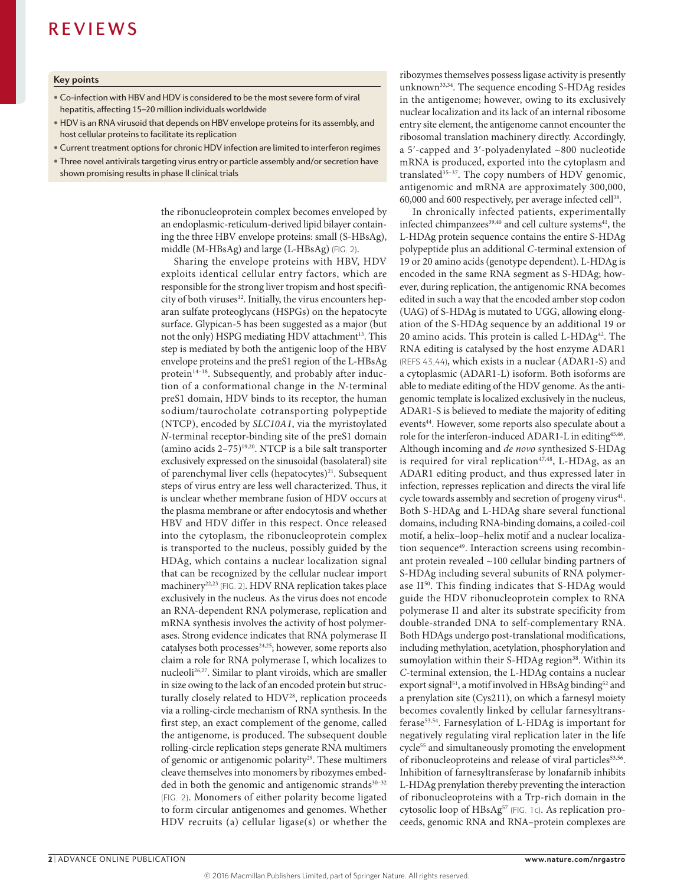## Key points

- Co-infection with HBV and HDV is considered to be the most severe form of viral hepatitis, affecting 15–20 million individuals worldwide
- HDV is an RNA virusoid that depends on HBV envelope proteins for its assembly, and host cellular proteins to facilitate its replication
- Current treatment options for chronic HDV infection are limited to interferon regimes
- Three novel antivirals targeting virus entry or particle assembly and/or secretion have shown promising results in phase II clinical trials

the ribonucleoprotein complex becomes enveloped by an endoplasmic-reticulum-derived lipid bilayer containing the three HBV envelope proteins: small (S-HBsAg), middle (M-HBsAg) and large (L-HBsAg) (FIG. 2).

Sharing the envelope proteins with HBV, HDV exploits identical cellular entry factors, which are responsible for the strong liver tropism and host specificity of both viruses[12]. Initially, the virus encounters heparan sulfate proteoglycans (HSPGs) on the hepatocyte surface. Glypican-5 has been suggested as a major (but not the only) HSPG mediating HDV attachment[13]. This step is mediated by both the antigenic loop of the HBV envelope proteins and the preS1 region of the L-HBsAg protein[14–18]. Subsequently, and probably after induction of a conformational change in the *N*-terminal preS1 domain, HDV binds to its receptor, the human sodium/taurocholate cotransporting polypeptide (NTCP), encoded by *SLC10A1*, via the myristoylated *N*-terminal receptor-binding site of the preS1 domain (amino acids 2–75)[19,20]. NTCP is a bile salt transporter exclusively expressed on the sinusoidal (basolateral) site of parenchymal liver cells (hepatocytes)[21]. Subsequent steps of virus entry are less well characterized. Thus, it is unclear whether membrane fusion of HDV occurs at the plasma membrane or after endocytosis and whether HBV and HDV differ in this respect. Once released into the cytoplasm, the ribonucleoprotein complex is transported to the nucleus, possibly guided by the HDAg, which contains a nuclear localization signal that can be recognized by the cellular nuclear import machinery[22,23] (FIG. 2). HDV RNA replication takes place exclusively in the nucleus. As the virus does not encode an RNA-dependent RNA polymerase, replication and mRNA synthesis involves the activity of host polymerases. Strong evidence indicates that RNA polymerase II catalyses both processes[24,25]; however, some reports also claim a role for RNA polymerase I, which localizes to nucleoli[26,27]. Similar to plant viroids, which are smaller in size owing to the lack of an encoded protein but structurally closely related to HDV[28], replication proceeds via a rolling-circle mechanism of RNA synthesis. In the first step, an exact complement of the genome, called the antigenome, is produced. The subsequent double rolling-circle replication steps generate RNA multimers of genomic or antigenomic polarity[29]. These multimers cleave themselves into monomers by ribozymes embedded in both the genomic and antigenomic strands[30–32] (FIG. 2). Monomers of either polarity become ligated to form circular antigenomes and genomes. Whether HDV recruits (a) cellular ligase(s) or whether the ribozymes themselves possess ligase activity is presently unknown[33,34]. The sequence encoding S-HDAg resides in the antigenome; however, owing to its exclusively nuclear localization and its lack of an internal ribosome entry site element, the antigenome cannot encounter the ribosomal translation machinery directly. Accordingly, a 5′-capped and 3′-polyadenylated ~800 nucleotide mRNA is produced, exported into the cytoplasm and translated[35–37]. The copy numbers of HDV genomic, antigenomic and mRNA are approximately 300,000, 60,000 and 600 respectively, per average infected cell[38].

In chronically infected patients, experimentally infected chimpanzees[39,40] and cell culture systems[41], the L-HDAg protein sequence contains the entire S-HDAg polypeptide plus an additional *C*-terminal extension of 19 or 20 amino acids (genotype dependent). L-HDAg is encoded in the same RNA segment as S-HDAg; however, during replication, the antigenomic RNA becomes edited in such a way that the encoded amber stop codon (UAG) of S-HDAg is mutated to UGG, allowing elongation of the S-HDAg sequence by an additional 19 or 20 amino acids. This protein is called L-HDAg[42]. The RNA editing is catalysed by the host enzyme ADAR1 (REFS 43,44), which exists in a nuclear (ADAR1-S) and a cytoplasmic (ADAR1-L) isoform. Both isoforms are able to mediate editing of the HDV genome. As the antigenomic template is localized exclusively in the nucleus, ADAR1-S is believed to mediate the majority of editing events[44]. However, some reports also speculate about a role for the interferon-induced ADAR1-L in editing[45,46]. Although incoming and *de novo* synthesized S-HDAg is required for viral replication[47,48], L-HDAg, as an ADAR1 editing product, and thus expressed later in infection, represses replication and directs the viral life cycle towards assembly and secretion of progeny virus[41]. Both S-HDAg and L-HDAg share several functional domains, including RNA-binding domains, a coiled-coil motif, a helix–loop–helix motif and a nuclear localization sequence[49]. Interaction screens using recombinant protein revealed ~100 cellular binding partners of S-HDAg including several subunits of RNA polymerase II[50]. This finding indicates that S-HDAg would guide the HDV ribonucleoprotein complex to RNA polymerase II and alter its substrate specificity from double-stranded DNA to self-complementary RNA. Both HDAgs undergo post-translational modifications, including methylation, acetylation, phosphorylation and sumoylation within their S-HDAg region[38]. Within its *C*-terminal extension, the L-HDAg contains a nuclear export signal[51], a motif involved in HBsAg binding[52] and a prenylation site (Cys211), on which a farnesyl moiety becomes covalently linked by cellular farnesyltransferase[53,54]. Farnesylation of L-HDAg is important for negatively regulating viral replication later in the life cycle[55] and simultaneously promoting the envelopment of ribonucleoproteins and release of viral particles[53,56]. Inhibition of farnesyltransferase by lonafarnib inhibits L-HDAg prenylation thereby preventing the interaction of ribonucleoproteins with a Trp-rich domain in the cytosolic loop of HBsAg[57] (FIG. 1c). As replication proceeds, genomic RNA and RNA–protein complexes are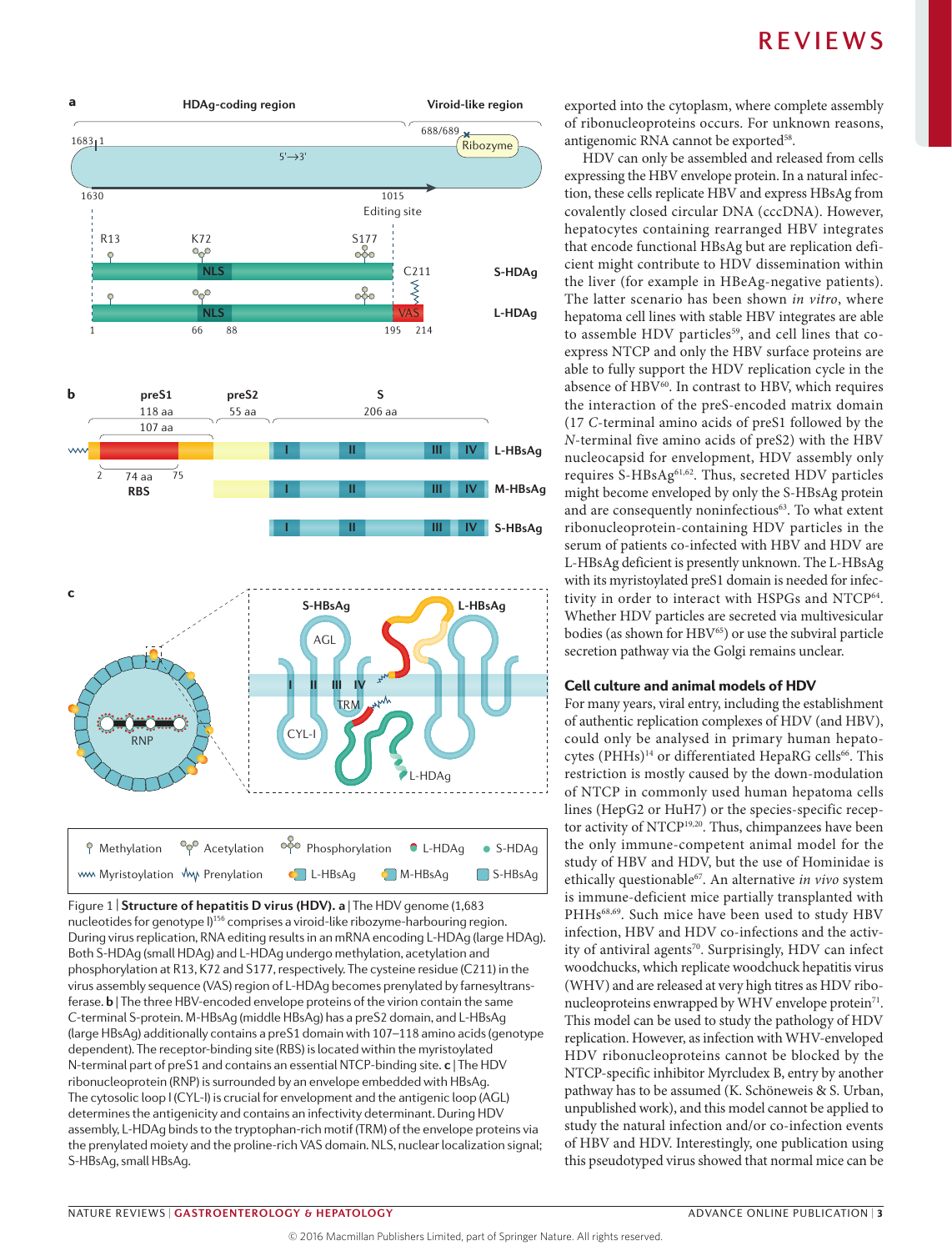Figure 1 | **Structure of hepatitis D virus (HDV). a** | The HDV genome (1,683 nucleotides for genotype I)[156] comprises a viroid-like ribozyme-harbouring region. During virus replication, RNA editing results in an mRNA encoding L-HDAg (large HDAg). Both S-HDAg (small HDAg) and L-HDAg undergo methylation, acetylation and phosphorylation at R13, K72 and S177, respectively. The cysteine residue (C211) in the virus assembly sequence (VAS) region of L-HDAg becomes prenylated by farnesyltransferase. **b** | The three HBV-encoded envelope proteins of the virion contain the same *C*-terminal S-protein. M-HBsAg (middle HBsAg) has a preS2 domain, and L-HBsAg (large HBsAg) additionally contains a preS1 domain with 107–118 amino acids (genotype dependent). The receptor-binding site (RBS) is located within the myristoylated N-terminal part of preS1 and contains an essential NTCP-binding site. **c** | The HDV ribonucleoprotein (RNP) is surrounded by an envelope embedded with HBsAg. The cytosolic loop I (CYL-I) is crucial for envelopment and the antigenic loop (AGL) determines the antigenicity and contains an infectivity determinant. During HDV assembly, L-HDAg binds to the tryptophan-rich motif (TRM) of the envelope proteins via the prenylated moiety and the proline-rich VAS domain. NLS, nuclear localization signal; S-HBsAg, small HBsAg.

exported into the cytoplasm, where complete assembly of ribonucleoproteins occurs. For unknown reasons, antigenomic RNA cannot be exported[58].

HDV can only be assembled and released from cells expressing the HBV envelope protein. In a natural infection, these cells replicate HBV and express HBsAg from covalently closed circular DNA (cccDNA). However, hepatocytes containing rearranged HBV integrates that encode functional HBsAg but are replication deficient might contribute to HDV dissemination within the liver (for example in HBeAg-negative patients). The latter scenario has been shown *in vitro*, where hepatoma cell lines with stable HBV integrates are able to assemble HDV particles[59], and cell lines that coexpress NTCP and only the HBV surface proteins are able to fully support the HDV replication cycle in the absence of HBV[60]. In contrast to HBV, which requires the interaction of the preS-encoded matrix domain (17 *C*-terminal amino acids of preS1 followed by the *N*-terminal five amino acids of preS2) with the HBV nucleocapsid for envelopment, HDV assembly only requires S-HBsAg[61,62]. Thus, secreted HDV particles might become enveloped by only the S-HBsAg protein and are consequently noninfectious[63]. To what extent ribonucleoprotein-containing HDV particles in the serum of patients co-infected with HBV and HDV are L-HBsAg deficient is presently unknown. The L-HBsAg with its myristoylated preS1 domain is needed for infectivity in order to interact with HSPGs and NTCP[64]. Whether HDV particles are secreted via multivesicular bodies (as shown for HBV[65]) or use the subviral particle secretion pathway via the Golgi remains unclear.

### Cell culture and animal models of HDV

For many years, viral entry, including the establishment of authentic replication complexes of HDV (and HBV), could only be analysed in primary human hepatocytes (PHHs)[14] or differentiated HepaRG cells[66]. This restriction is mostly caused by the down-modulation of NTCP in commonly used human hepatoma cells lines (HepG2 or HuH7) or the species-specific receptor activity of NTCP[19,20]. Thus, chimpanzees have been the only immune-competent animal model for the study of HBV and HDV, but the use of Hominidae is ethically questionable[67]. An alternative *in vivo* system is immune-deficient mice partially transplanted with PHHs[68,69]. Such mice have been used to study HBV infection, HBV and HDV co-infections and the activity of antiviral agents[70]. Surprisingly, HDV can infect woodchucks, which replicate woodchuck hepatitis virus (WHV) and are released at very high titres as HDV ribonucleoproteins enwrapped by WHV envelope protein[71]. This model can be used to study the pathology of HDV replication. However, as infection with WHV-enveloped HDV ribonucleoproteins cannot be blocked by the NTCP-specific inhibitor Myrcludex B, entry by another pathway has to be assumed (K. Schöneweis & S. Urban, unpublished work), and this model cannot be applied to study the natural infection and/or co-infection events of HBV and HDV. Interestingly, one publication using this pseudotyped virus showed that normal mice can be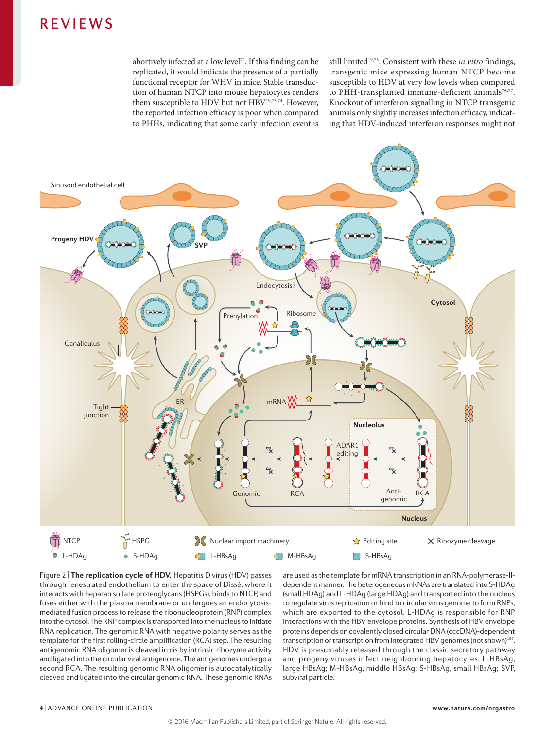abortively infected at a low level[72]. If this finding can be replicated, it would indicate the presence of a partially functional receptor for WHV in mice. Stable transduction of human NTCP into mouse hepatocytes renders them susceptible to HDV but not HBV[19,73,74]. However, the reported infection efficacy is poor when compared to PHHs, indicating that some early infection event is still limited[19,75]. Consistent with these *in vitro* findings, transgenic mice expressing human NTCP become susceptible to HDV at very low levels when compared to PHH-transplanted immune-deficient animals[76,77]. Knockout of interferon signalling in NTCP transgenic animals only slightly increases infection efficacy, indicating that HDV-induced interferon responses might not

Figure 2 | **The replication cycle of HDV.** Hepatitis D virus (HDV) passes through fenestrated endothelium to enter the space of Dissé, where it interacts with heparan sulfate proteoglycans (HSPGs), binds to NTCP, and fuses either with the plasma membrane or undergoes an endocytosis-mediated fusion process to release the ribonucleoprotein (RNP) complex into the cytosol. The RNP complex is transported into the nucleus to initiate RNA replication. The genomic RNA with negative polarity serves as the template for the first rolling-circle amplification (RCA) step. The resulting antigenomic RNA oligomer is cleaved in *cis* by intrinsic ribozyme activity and ligated into the circular viral antigenome. The antigenomes undergo a second RCA. The resulting genomic RNA oligomer is autocatalytically cleaved and ligated into the circular genomic RNA. These genomic RNAs are used as the template for mRNA transcription in an RNA-polymerase-II-dependent manner. The heterogeneous mRNAs are translated into S-HDAg (small HDAg) and L-HDAg (large HDAg) and transported into the nucleus to regulate virus replication or bind to circular virus genome to form RNPs, which are exported to the cytosol. L-HDAg is responsible for RNP interactions with the HBV envelope proteins. Synthesis of HBV envelope proteins depends on covalently closed circular DNA (cccDNA)-dependent transcription or transcription from integrated HBV genomes (not shown)[157]. HDV is presumably released through the classic secretory pathway and progeny viruses infect neighbouring hepatocytes. L-HBsAg, large HBsAg; M-HBsAg, middle HBsAg; S-HBsAg, small HBsAg; SVP, subviral particle.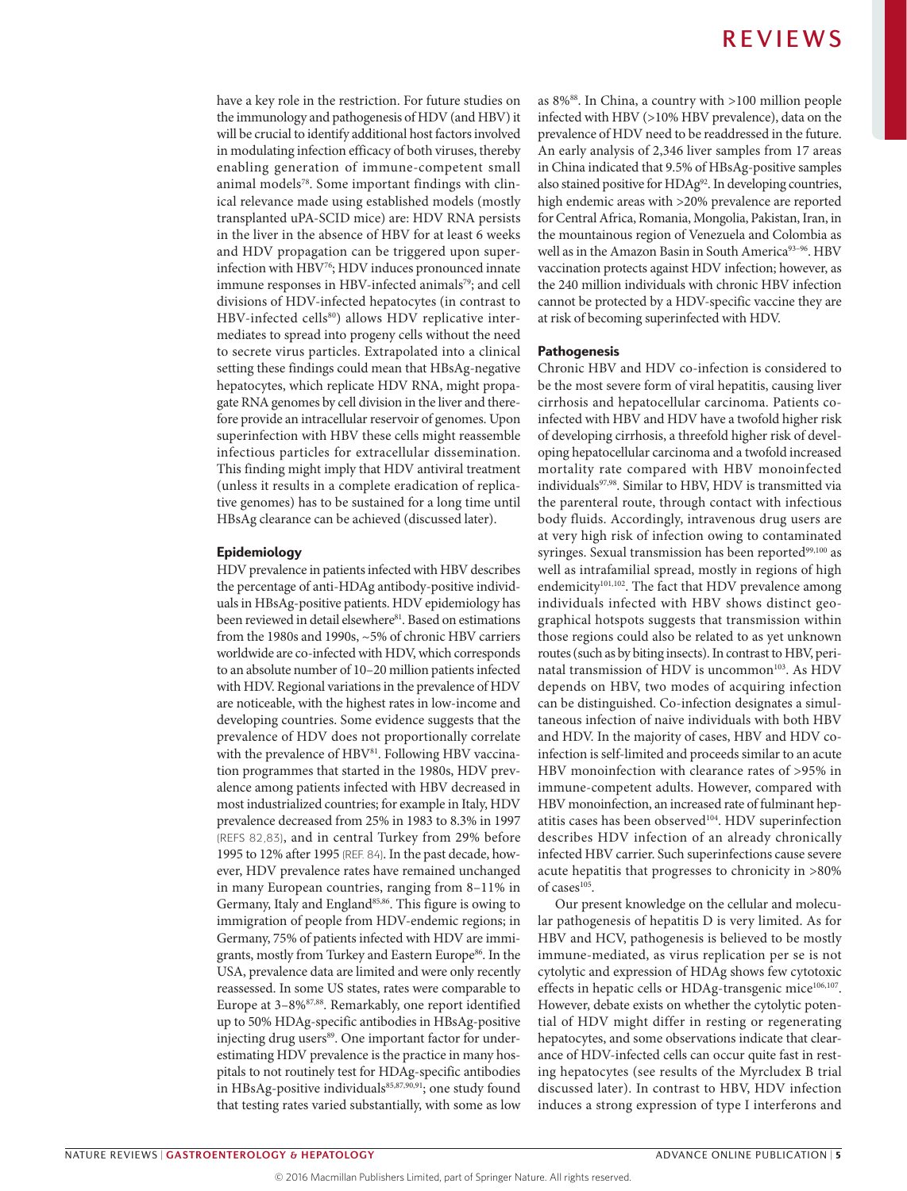have a key role in the restriction. For future studies on the immunology and pathogenesis of HDV (and HBV) it will be crucial to identify additional host factors involved in modulating infection efficacy of both viruses, thereby enabling generation of immune-competent small animal models[78]. Some important findings with clinical relevance made using established models (mostly transplanted uPA-SCID mice) are: HDV RNA persists in the liver in the absence of HBV for at least 6 weeks and HDV propagation can be triggered upon superinfection with HBV[76]; HDV induces pronounced innate immune responses in HBV-infected animals[79]; and cell divisions of HDV-infected hepatocytes (in contrast to HBV-infected cells[80]) allows HDV replicative intermediates to spread into progeny cells without the need to secrete virus particles. Extrapolated into a clinical setting these findings could mean that HBsAg-negative hepatocytes, which replicate HDV RNA, might propagate RNA genomes by cell division in the liver and therefore provide an intracellular reservoir of genomes. Upon superinfection with HBV these cells might reassemble infectious particles for extracellular dissemination. This finding might imply that HDV antiviral treatment (unless it results in a complete eradication of replicative genomes) has to be sustained for a long time until HBsAg clearance can be achieved (discussed later).

## Epidemiology

HDV prevalence in patients infected with HBV describes the percentage of anti-HDAg antibody-positive individuals in HBsAg-positive patients. HDV epidemiology has been reviewed in detail elsewhere[81]. Based on estimations from the 1980s and 1990s, ~5% of chronic HBV carriers worldwide are co-infected with HDV, which corresponds to an absolute number of 10–20 million patients infected with HDV. Regional variations in the prevalence of HDV are noticeable, with the highest rates in low-income and developing countries. Some evidence suggests that the prevalence of HDV does not proportionally correlate with the prevalence of HBV[81]. Following HBV vaccination programmes that started in the 1980s, HDV prevalence among patients infected with HBV decreased in most industrialized countries; for example in Italy, HDV prevalence decreased from 25% in 1983 to 8.3% in 1997 (REFS 82,83), and in central Turkey from 29% before 1995 to 12% after 1995 (REF. 84). In the past decade, however, HDV prevalence rates have remained unchanged in many European countries, ranging from 8–11% in Germany, Italy and England[85,86]. This figure is owing to immigration of people from HDV-endemic regions; in Germany, 75% of patients infected with HDV are immigrants, mostly from Turkey and Eastern Europe[86]. In the USA, prevalence data are limited and were only recently reassessed. In some US states, rates were comparable to Europe at 3–8%[87,88]. Remarkably, one report identified up to 50% HDAg-specific antibodies in HBsAg-positive injecting drug users[89]. One important factor for underestimating HDV prevalence is the practice in many hospitals to not routinely test for HDAg-specific antibodies in HBsAg-positive individuals[85,87,90,91]; one study found that testing rates varied substantially, with some as low as 8%[88]. In China, a country with >100 million people infected with HBV (>10% HBV prevalence), data on the prevalence of HDV need to be readdressed in the future. An early analysis of 2,346 liver samples from 17 areas in China indicated that 9.5% of HBsAg-positive samples also stained positive for HDAg[92]. In developing countries, high endemic areas with >20% prevalence are reported for Central Africa, Romania, Mongolia, Pakistan, Iran, in the mountainous region of Venezuela and Colombia as well as in the Amazon Basin in South America[93–96]. HBV vaccination protects against HDV infection; however, as the 240 million individuals with chronic HBV infection cannot be protected by a HDV-specific vaccine they are at risk of becoming superinfected with HDV.

## Pathogenesis

Chronic HBV and HDV co-infection is considered to be the most severe form of viral hepatitis, causing liver cirrhosis and hepatocellular carcinoma. Patients co-infected with HBV and HDV have a twofold higher risk of developing cirrhosis, a threefold higher risk of developing hepatocellular carcinoma and a twofold increased mortality rate compared with HBV monoinfected individuals[97,98]. Similar to HBV, HDV is transmitted via the parenteral route, through contact with infectious body fluids. Accordingly, intravenous drug users are at very high risk of infection owing to contaminated syringes. Sexual transmission has been reported[99,100] as well as intrafamilial spread, mostly in regions of high endemicity[101,102]. The fact that HDV prevalence among individuals infected with HBV shows distinct geographical hotspots suggests that transmission within those regions could also be related to as yet unknown routes (such as by biting insects). In contrast to HBV, perinatal transmission of HDV is uncommon[103]. As HDV depends on HBV, two modes of acquiring infection can be distinguished. Co-infection designates a simultaneous infection of naive individuals with both HBV and HDV. In the majority of cases, HBV and HDV co-infection is self-limited and proceeds similar to an acute HBV monoinfection with clearance rates of >95% in immune-competent adults. However, compared with HBV monoinfection, an increased rate of fulminant hepatitis cases has been observed[104]. HDV superinfection describes HDV infection of an already chronically infected HBV carrier. Such superinfections cause severe acute hepatitis that progresses to chronicity in >80% of cases[105].

Our present knowledge on the cellular and molecular pathogenesis of hepatitis D is very limited. As for HBV and HCV, pathogenesis is believed to be mostly immune-mediated, as virus replication per se is not cytolytic and expression of HDAg shows few cytotoxic effects in hepatic cells or HDAg-transgenic mice[106,107]. However, debate exists on whether the cytolytic potential of HDV might differ in resting or regenerating hepatocytes, and some observations indicate that clearance of HDV-infected cells can occur quite fast in resting hepatocytes (see results of the Myrcludex B trial discussed later). In contrast to HBV, HDV infection induces a strong expression of type I interferons and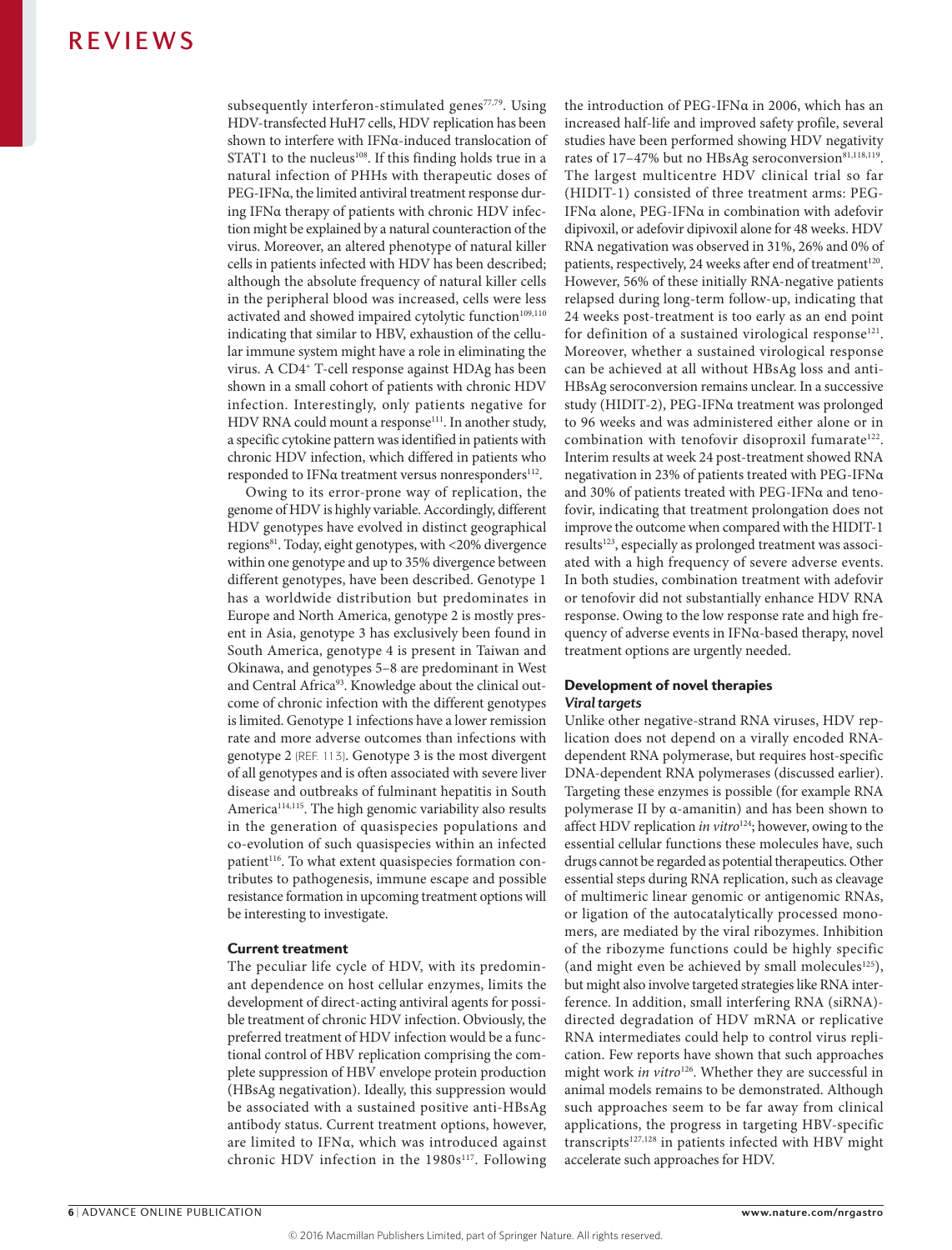subsequently interferon-stimulated genes[77,79]. Using HDV-transfected HuH7 cells, HDV replication has been shown to interfere with IFNα-induced translocation of STAT1 to the nucleus[108]. If this finding holds true in a natural infection of PHHs with therapeutic doses of PEG-IFNα, the limited antiviral treatment response during IFNα therapy of patients with chronic HDV infection might be explained by a natural counteraction of the virus. Moreover, an altered phenotype of natural killer cells in patients infected with HDV has been described; although the absolute frequency of natural killer cells in the peripheral blood was increased, cells were less activated and showed impaired cytolytic function[109,110] indicating that similar to HBV, exhaustion of the cellular immune system might have a role in eliminating the virus. A $CD4^+$ T-cell response against HDAg has been shown in a small cohort of patients with chronic HDV infection. Interestingly, only patients negative for HDV RNA could mount a response[111]. In another study, a specific cytokine pattern was identified in patients with chronic HDV infection, which differed in patients who responded to IFNα treatment versus nonresponders[112].

Owing to its error-prone way of replication, the genome of HDV is highly variable. Accordingly, different HDV genotypes have evolved in distinct geographical regions[81]. Today, eight genotypes, with <20% divergence within one genotype and up to 35% divergence between different genotypes, have been described. Genotype 1 has a worldwide distribution but predominates in Europe and North America, genotype 2 is mostly present in Asia, genotype 3 has exclusively been found in South America, genotype 4 is present in Taiwan and Okinawa, and genotypes 5–8 are predominant in West and Central Africa[93]. Knowledge about the clinical outcome of chronic infection with the different genotypes is limited. Genotype 1 infections have a lower remission rate and more adverse outcomes than infections with genotype 2 (REF. 113). Genotype 3 is the most divergent of all genotypes and is often associated with severe liver disease and outbreaks of fulminant hepatitis in South America[114,115]. The high genomic variability also results in the generation of quasispecies populations and co-evolution of such quasispecies within an infected patient[116]. To what extent quasispecies formation contributes to pathogenesis, immune escape and possible resistance formation in upcoming treatment options will be interesting to investigate.

## Current treatment

The peculiar life cycle of HDV, with its predominant dependence on host cellular enzymes, limits the development of direct-acting antiviral agents for possible treatment of chronic HDV infection. Obviously, the preferred treatment of HDV infection would be a functional control of HBV replication comprising the complete suppression of HBV envelope protein production (HBsAg negativation). Ideally, this suppression would be associated with a sustained positive anti-HBsAg antibody status. Current treatment options, however, are limited to IFNα, which was introduced against chronic HDV infection in the 1980s[117]. Following the introduction of PEG-IFNα in 2006, which has an increased half-life and improved safety profile, several studies have been performed showing HDV negativity rates of 17–47% but no HBsAg seroconversion[81,118,119]. The largest multicentre HDV clinical trial so far (HIDIT-1) consisted of three treatment arms: PEG-IFNα alone, PEG-IFNα in combination with adefovir dipivoxil, or adefovir dipivoxil alone for 48 weeks. HDV RNA negativation was observed in 31%, 26% and 0% of patients, respectively, 24 weeks after end of treatment[120]. However, 56% of these initially RNA-negative patients relapsed during long-term follow-up, indicating that 24 weeks post-treatment is too early as an end point for definition of a sustained virological response[121]. Moreover, whether a sustained virological response can be achieved at all without HBsAg loss and anti-HBsAg seroconversion remains unclear. In a successive study (HIDIT-2), PEG-IFNα treatment was prolonged to 96 weeks and was administered either alone or in combination with tenofovir disoproxil fumarate[122]. Interim results at week 24 post-treatment showed RNA negativation in 23% of patients treated with PEG-IFNα and 30% of patients treated with PEG-IFNα and tenofovir, indicating that treatment prolongation does not improve the outcome when compared with the HIDIT-1 results[123], especially as prolonged treatment was associated with a high frequency of severe adverse events. In both studies, combination treatment with adefovir or tenofovir did not substantially enhance HDV RNA response. Owing to the low response rate and high frequency of adverse events in IFNα-based therapy, novel treatment options are urgently needed.

## Development of novel therapies

### *Viral targets*

Unlike other negative-strand RNA viruses, HDV replication does not depend on a virally encoded RNA-dependent RNA polymerase, but requires host-specific DNA-dependent RNA polymerases (discussed earlier). Targeting these enzymes is possible (for example RNA polymerase II by α-amanitin) and has been shown to affect HDV replication *in vitro*[124]; however, owing to the essential cellular functions these molecules have, such drugs cannot be regarded as potential therapeutics. Other essential steps during RNA replication, such as cleavage of multimeric linear genomic or antigenomic RNAs, or ligation of the autocatalytically processed monomers, are mediated by the viral ribozymes. Inhibition of the ribozyme functions could be highly specific (and might even be achieved by small molecules[125]), but might also involve targeted strategies like RNA interference. In addition, small interfering RNA (siRNA)-directed degradation of HDV mRNA or replicative RNA intermediates could help to control virus replication. Few reports have shown that such approaches might work *in vitro*[126]. Whether they are successful in animal models remains to be demonstrated. Although such approaches seem to be far away from clinical applications, the progress in targeting HBV-specific transcripts[127,128] in patients infected with HBV might accelerate such approaches for HDV.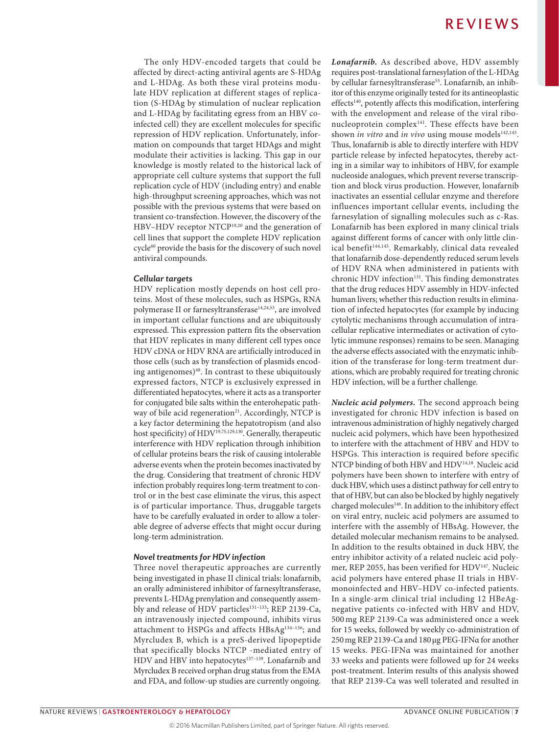The only HDV-encoded targets that could be affected by direct-acting antiviral agents are S-HDAg and L-HDAg. As both these viral proteins modulate HDV replication at different stages of replication (S-HDAg by stimulation of nuclear replication and L-HDAg by facilitating egress from an HBV co-infected cell) they are excellent molecules for specific repression of HDV replication. Unfortunately, information on compounds that target HDAgs and might modulate their activities is lacking. This gap in our knowledge is mostly related to the historical lack of appropriate cell culture systems that support the full replication cycle of HDV (including entry) and enable high-throughput screening approaches, which was not possible with the previous systems that were based on transient co-transfection. However, the discovery of the HBV–HDV receptor NTCP[19,20] and the generation of cell lines that support the complete HDV replication cycle[60] provide the basis for the discovery of such novel antiviral compounds.

### Cellular targets

HDV replication mostly depends on host cell proteins. Most of these molecules, such as HSPGs, RNA polymerase II or farnesyltransferase[14,24,53], are involved in important cellular functions and are ubiquitously expressed. This expression pattern fits the observation that HDV replicates in many different cell types once HDV cDNA or HDV RNA are artificially introduced in those cells (such as by transfection of plasmids encoding antigenomes)[48]. In contrast to these ubiquitously expressed factors, NTCP is exclusively expressed in differentiated hepatocytes, where it acts as a transporter for conjugated bile salts within the enterohepatic pathway of bile acid regeneration[21]. Accordingly, NTCP is a key factor determining the hepatotropism (and also host specificity) of HDV[19,75,129,130]. Generally, therapeutic interference with HDV replication through inhibition of cellular proteins bears the risk of causing intolerable adverse events when the protein becomes inactivated by the drug. Considering that treatment of chronic HDV infection probably requires long-term treatment to control or in the best case eliminate the virus, this aspect is of particular importance. Thus, druggable targets have to be carefully evaluated in order to allow a tolerable degree of adverse effects that might occur during long-term administration.

### Novel treatments for HDV infection

Three novel therapeutic approaches are currently being investigated in phase II clinical trials: lonafarnib, an orally administered inhibitor of farnesyltransferase, prevents L-HDAg prenylation and consequently assembly and release of HDV particles[131–133]; REP 2139-Ca, an intravenously injected compound, inhibits virus attachment to HSPGs and affects HBsAg[134–136]; and Myrcludex B, which is a preS-derived lipopeptide that specifically blocks NTCP -mediated entry of HDV and HBV into hepatocytes[137–139]. Lonafarnib and Myrcludex B received orphan drug status from the EMA and FDA, and follow-up studies are currently ongoing.

***Lonafarnib.*** As described above, HDV assembly requires post-translational farnesylation of the L-HDAg by cellular farnesyltransferase[53]. Lonafarnib, an inhibitor of this enzyme originally tested for its antineoplastic effects[140], potently affects this modification, interfering with the envelopment and release of the viral ribonucleoprotein complex[141]. These effects have been shown *in vitro* and *in vivo* using mouse models[142,143]. Thus, lonafarnib is able to directly interfere with HDV particle release by infected hepatocytes, thereby acting in a similar way to inhibitors of HBV, for example nucleoside analogues, which prevent reverse transcription and block virus production. However, lonafarnib inactivates an essential cellular enzyme and therefore influences important cellular events, including the farnesylation of signalling molecules such as c-Ras. Lonafarnib has been explored in many clinical trials against different forms of cancer with only little clinical benefit[144,145]. Remarkably, clinical data revealed that lonafarnib dose-dependently reduced serum levels of HDV RNA when administered in patients with chronic HDV infection[131]. This finding demonstrates that the drug reduces HDV assembly in HDV-infected human livers; whether this reduction results in elimination of infected hepatocytes (for example by inducing cytolytic mechanisms through accumulation of intracellular replicative intermediates or activation of cytolytic immune responses) remains to be seen. Managing the adverse effects associated with the enzymatic inhibition of the transferase for long-term treatment durations, which are probably required for treating chronic HDV infection, will be a further challenge.

***Nucleic acid polymers.*** The second approach being investigated for chronic HDV infection is based on intravenous administration of highly negatively charged nucleic acid polymers, which have been hypothesized to interfere with the attachment of HBV and HDV to HSPGs. This interaction is required before specific NTCP binding of both HBV and HDV[14,18]. Nucleic acid polymers have been shown to interfere with entry of duck HBV, which uses a distinct pathway for cell entry to that of HBV, but can also be blocked by highly negatively charged molecules[146]. In addition to the inhibitory effect on viral entry, nucleic acid polymers are assumed to interfere with the assembly of HBsAg. However, the detailed molecular mechanism remains to be analysed. In addition to the results obtained in duck HBV, the entry inhibitor activity of a related nucleic acid polymer, REP 2055, has been verified for HDV[147]. Nucleic acid polymers have entered phase II trials in HBV-monoinfected and HBV–HDV co-infected patients. In a single-arm clinical trial including 12 HBeAg-negative patients co-infected with HBV and HDV, 500 mg REP 2139-Ca was administered once a week for 15 weeks, followed by weekly co-administration of 250 mg REP 2139-Ca and 180 μg PEG-IFNα for another 15 weeks. PEG-IFNα was maintained for another 33 weeks and patients were followed up for 24 weeks post-treatment. Interim results of this analysis showed that REP 2139-Ca was well tolerated and resulted in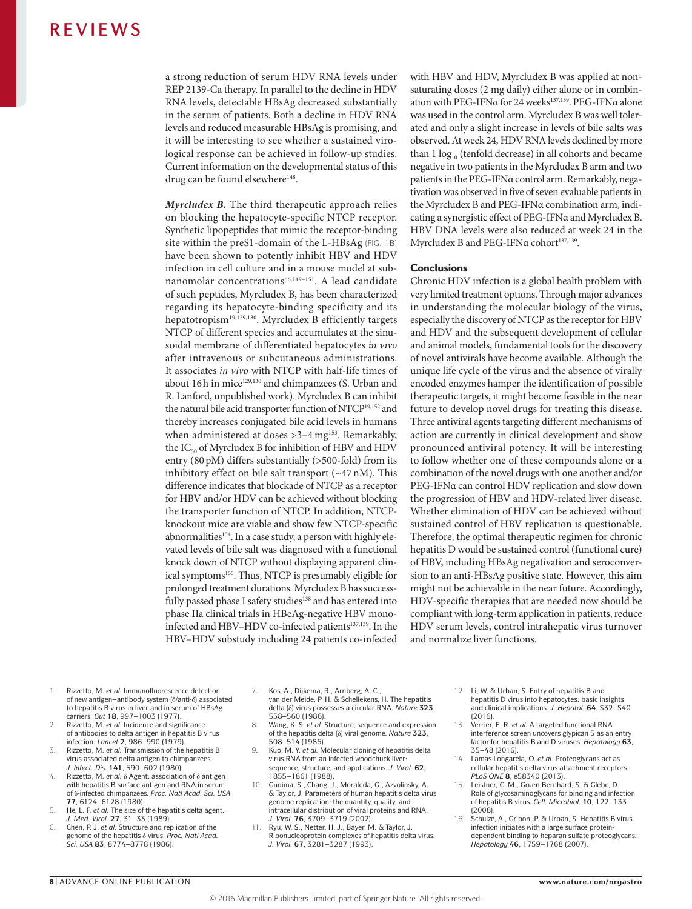a strong reduction of serum HDV RNA levels under REP 2139-Ca therapy. In parallel to the decline in HDV RNA levels, detectable HBsAg decreased substantially in the serum of patients. Both a decline in HDV RNA levels and reduced measurable HBsAg is promising, and it will be interesting to see whether a sustained virological response can be achieved in follow-up studies. Current information on the developmental status of this drug can be found elsewhere[148].

***Myrcludex B.*** The third therapeutic approach relies on blocking the hepatocyte-specific NTCP receptor. Synthetic lipopeptides that mimic the receptor-binding site within the preS1-domain of the L-HBsAg (FIG. 1B) have been shown to potently inhibit HBV and HDV infection in cell culture and in a mouse model at subnanomolar concentrations[66,149–151]. A lead candidate of such peptides, Myrcludex B, has been characterized regarding its hepatocyte-binding specificity and its hepatotropism[19,129,130]. Myrcludex B efficiently targets NTCP of different species and accumulates at the sinusoidal membrane of differentiated hepatocytes *in vivo* after intravenous or subcutaneous administrations. It associates *in vivo* with NTCP with half-life times of about 16 h in mice[129,130] and chimpanzees (S. Urban and R. Lanford, unpublished work). Myrcludex B can inhibit the natural bile acid transporter function of NTCP[19,152] and thereby increases conjugated bile acid levels in humans when administered at doses >3–4 mg[153]. Remarkably, the $IC_{50}$ of Myrcludex B for inhibition of HBV and HDV entry (80 pM) differs substantially (>500-fold) from its inhibitory effect on bile salt transport (~47 nM). This difference indicates that blockade of NTCP as a receptor for HBV and/or HDV can be achieved without blocking the transporter function of NTCP. In addition, NTCP-knockout mice are viable and show few NTCP-specific abnormalities[154]. In a case study, a person with highly elevated levels of bile salt was diagnosed with a functional knock down of NTCP without displaying apparent clinical symptoms[155]. Thus, NTCP is presumably eligible for prolonged treatment durations. Myrcludex B has successfully passed phase I safety studies[138] and has entered into phase IIa clinical trials in HBeAg-negative HBV mono-infected and HBV–HDV co-infected patients[137,139]. In the HBV–HDV substudy including 24 patients co-infected with HBV and HDV, Myrcludex B was applied at non-saturating doses (2 mg daily) either alone or in combination with PEG-IFNα for 24 weeks[137,139]. PEG-IFNα alone was used in the control arm. Myrcludex B was well tolerated and only a slight increase in levels of bile salts was observed. At week 24, HDV RNA levels declined by more than 1 $\log_{10}$ (tenfold decrease) in all cohorts and became negative in two patients in the Myrcludex B arm and two patients in the PEG-IFNα control arm. Remarkably, negativation was observed in five of seven evaluable patients in the Myrcludex B and PEG-IFNα combination arm, indicating a synergistic effect of PEG-IFNα and Myrcludex B. HBV DNA levels were also reduced at week 24 in the Myrcludex B and PEG-IFNα cohort[137,139].

## Conclusions

Chronic HDV infection is a global health problem with very limited treatment options. Through major advances in understanding the molecular biology of the virus, especially the discovery of NTCP as the receptor for HBV and HDV and the subsequent development of cellular and animal models, fundamental tools for the discovery of novel antivirals have become available. Although the unique life cycle of the virus and the absence of virally encoded enzymes hamper the identification of possible therapeutic targets, it might become feasible in the near future to develop novel drugs for treating this disease. Three antiviral agents targeting different mechanisms of action are currently in clinical development and show pronounced antiviral potency. It will be interesting to follow whether one of these compounds alone or a combination of the novel drugs with one another and/or PEG-IFNα can control HDV replication and slow down the progression of HBV and HDV-related liver disease. Whether elimination of HDV can be achieved without sustained control of HBV replication is questionable. Therefore, the optimal therapeutic regimen for chronic hepatitis D would be sustained control (functional cure) of HBV, including HBsAg negativation and seroconversion to an anti-HBsAg positive state. However, this aim might not be achievable in the near future. Accordingly, HDV-specific therapies that are needed now should be compliant with long-term application in patients, reduce HDV serum levels, control intrahepatic virus turnover and normalize liver functions.

1. Rizzetto, M. *et al.* Immunofluorescence detection of new antigen–antibody system (δ/anti-δ) associated to hepatitis B virus in liver and in serum of HBsAg carriers. *Gut* **18**, 997–1003 (1977).
2. Rizzetto, M. *et al.* Incidence and significance of antibodies to delta antigen in hepatitis B virus infection. *Lancet* **2**, 986–990 (1979).
3. Rizzetto, M. *et al.* Transmission of the hepatitis B virus-associated delta antigen to chimpanzees. *J. Infect. Dis.* **141**, 590–602 (1980).
4. Rizzetto, M. *et al.* δ Agent: association of δ antigen with hepatitis B surface antigen and RNA in serum of δ-infected chimpanzees. *Proc. Natl Acad. Sci. USA* **77**, 6124–6128 (1980).
5. He, L. F. *et al.* The size of the hepatitis delta agent. *J. Med. Virol.* **27**, 31–33 (1989).
6. Chen, P. J. *et al.* Structure and replication of the genome of the hepatitis δ virus. *Proc. Natl Acad. Sci. USA* **83**, 8774–8778 (1986).
7. Kos, A., Dijkema, R., Arnberg, A. C., van der Meide, P. H. & Schellekens, H. The hepatitis delta (δ) virus possesses a circular RNA. *Nature* **323**, 558–560 (1986).
8. Wang, K. S. *et al.* Structure, sequence and expression of the hepatitis delta (δ) viral genome. *Nature* **323**, 508–514 (1986).
9. Kuo, M. Y. *et al.* Molecular cloning of hepatitis delta virus RNA from an infected woodchuck liver: sequence, structure, and applications. *J. Virol.* **62**, 1855–1861 (1988).
10. Gudima, S., Chang, J., Moraleda, G., Azvolinsky, A. & Taylor, J. Parameters of human hepatitis delta virus genome replication: the quantity, quality, and intracellular distribution of viral proteins and RNA. *J. Virol.* **76**, 3709–3719 (2002).
11. Ryu, W. S., Netter, H. J., Bayer, M. & Taylor, J. Ribonucleoprotein complexes of hepatitis delta virus. *J. Virol.* **67**, 3281–3287 (1993).
12. Li, W. & Urban, S. Entry of hepatitis B and hepatitis D virus into hepatocytes: basic insights and clinical implications. *J. Hepatol.* **64**, S32–S40 (2016).
13. Verrier, E. R. *et al.* A targeted functional RNA interference screen uncovers glypican 5 as an entry factor for hepatitis B and D viruses. *Hepatology* **63**, 35–48 (2016).
14. Lamas Longarela, O. *et al.* Proteoglycans act as cellular hepatitis delta virus attachment receptors. *PLoS ONE* **8**, e58340 (2013).
15. Leistner, C. M., Gruen-Bernhard, S. & Glebe, D. Role of glycosaminoglycans for binding and infection of hepatitis B virus. *Cell. Microbiol.* **10**, 122–133 (2008).
16. Schulze, A., Gripon, P. & Urban, S. Hepatitis B virus infection initiates with a large surface protein-dependent binding to heparan sulfate proteoglycans. *Hepatology* **46**, 1759–1768 (2007).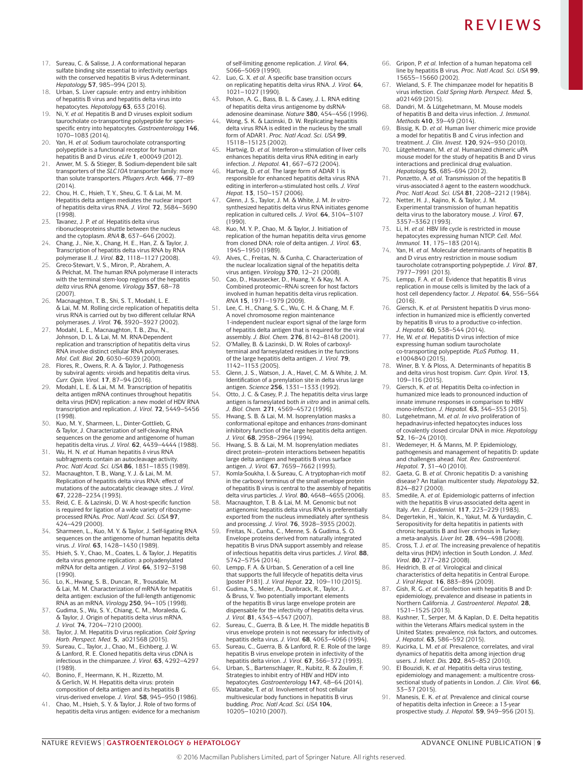17. Sureau, C. & Salisse, J. A conformational heparan sulfate binding site essential to infectivity overlaps with the conserved hepatitis B virus A-determinant. *Hepatology* **57**, 985–994 (2013).
18. Urban, S. Liver capsule: entry and entry inhibition of hepatitis B virus and hepatitis delta virus into hepatocytes. *Hepatology* **63**, 633 (2016).
19. Ni, Y. *et al.* Hepatitis B and D viruses exploit sodium taurocholate co-transporting polypeptide for species-specific entry into hepatocytes. *Gastroenterology* **146**, 1070–1083 (2014).
20. Yan, H. *et al.* Sodium taurocholate cotransporting polypeptide is a functional receptor for human hepatitis B and D virus. *eLife* **1**, e00049 (2012).
21. Anwer, M. S. & Stieger, B. Sodium-dependent bile salt transporters of the *SLC10A* transporter family: more than solute transporters. *Pflugers Arch.* **466**, 77–89 (2014).
22. Chou, H. C., Hsieh, T. Y., Sheu, G. T. & Lai, M. M. Hepatitis delta antigen mediates the nuclear import of hepatitis delta virus RNA. *J. Virol.* **72**, 3684–3690 (1998).
23. Tavanez, J. P. *et al.* Hepatitis delta virus ribonucleoproteins shuttle between the nucleus and the cytoplasm. *RNA* **8**, 637–646 (2002).
24. Chang, J., Nie, X., Chang, H. E., Han, Z. & Taylor, J. Transcription of hepatitis delta virus RNA by RNA polymerase II. *J. Virol.* **82**, 1118–1127 (2008).
25. Greco-Stewart, V. S., Miron, P., Abrahem, A. & Pelchat, M. The human RNA polymerase II interacts with the terminal stem-loop regions of the hepatitis *delta* virus RNA genome. *Virology* **357**, 68–78 (2007).
26. Macnaughton, T. B., Shi, S. T., Modahl, L. E. & Lai, M. M. Rolling circle replication of hepatitis delta virus RNA is carried out by two different cellular RNA polymerases. *J. Virol.* **76**, 3920–3927 (2002).
27. Modahl, L. E., Macnaughton, T. B., Zhu, N., Johnson, D. L. & Lai, M. M. RNA-Dependent replication and transcription of hepatitis delta virus RNA involve distinct cellular RNA polymerases. *Mol. Cell. Biol.* **20**, 6030–6039 (2000).
28. Flores, R., Owens, R. A. & Taylor, J. Pathogenesis by subviral agents: viroids and hepatitis delta virus. *Curr. Opin. Virol.* **17**, 87–94 (2016).
29. Modahl, L. E. & Lai, M. M. Transcription of hepatitis delta antigen mRNA continues throughout hepatitis delta virus (HDV) replication: a new model of HDV RNA transcription and replication. *J. Virol.* **72**, 5449–5456 (1998).
30. Kuo, M. Y., Sharmeen, L., Dinter-Gottlieb, G. & Taylor, J. Characterization of self-cleaving RNA sequences on the genome and antigenome of human hepatitis delta virus. *J. Virol.* **62**, 4439–4444 (1988).
31. Wu, H. N. *et al.* Human hepatitis δ virus RNA subfragments contain an autocleavage activity. *Proc. Natl Acad. Sci. USA* **86**, 1831–1835 (1989).
32. Macnaughton, T. B., Wang, Y. J. & Lai, M. M. Replication of hepatitis delta virus RNA: effect of mutations of the autocatalytic cleavage sites. *J. Virol.* **67**, 2228–2234 (1993).
33. Reid, C. E. & Lazinski, D. W. A host-specific function is required for ligation of a wide variety of ribozyme-processed RNAs. *Proc. Natl Acad. Sci. USA* **97**, 424–429 (2000).
34. Sharmeen, L., Kuo, M. Y. & Taylor, J. Self-ligating RNA sequences on the antigenome of human hepatitis delta virus. *J. Virol.* **63**, 1428–1430 (1989).
35. Hsieh, S. Y., Chao, M., Coates, L. & Taylor, J. Hepatitis delta virus genome replication: a polyadenylated mRNA for delta antigen. *J. Virol.* **64**, 3192–3198 (1990).
36. Lo, K., Hwang, S. B., Duncan, R., Trousdale, M. & Lai, M. M. Characterization of mRNA for hepatitis delta antigen: exclusion of the full-length antigenomic RNA as an mRNA. *Virology* **250**, 94–105 (1998).
37. Gudima, S., Wu, S. Y., Chiang, C. M., Moraleda, G. & Taylor, J. Origin of hepatitis delta virus mRNA. *J. Virol.* **74**, 7204–7210 (2000).
38. Taylor, J. M. Hepatitis D virus replication. *Cold Spring Harb. Perspect. Med.* **5**, a021568 (2015).
39. Sureau, C., Taylor, J., Chao, M., Eichberg, J. W. & Lanford, R. E. Cloned hepatitis delta virus cDNA is infectious in the chimpanzee. *J. Virol.* **63**, 4292–4297 (1989).
40. Bonino, F., Heermann, K. H., Rizzetto, M. & Gerlich, W. H. Hepatitis delta virus: protein composition of delta antigen and its hepatitis B virus-derived envelope. *J. Virol.* **58**, 945–950 (1986).
41. Chao, M., Hsieh, S. Y. & Taylor, J. Role of two forms of hepatitis delta virus antigen: evidence for a mechanism of self-limiting genome replication. *J. Virol.* **64**, 5066–5069 (1990).
42. Luo, G. X. *et al.* A specific base transition occurs on replicating hepatitis delta virus RNA. *J. Virol.* **64**, 1021–1027 (1990).
43. Polson, A. G., Bass, B. L. & Casey, J. L. RNA editing of hepatitis delta virus antigenome by dsRNA-adenosine deaminase. *Nature* **380**, 454–456 (1996).
44. Wong, S. K. & Lazinski, D. W. Replicating hepatitis delta virus RNA is edited in the nucleus by the small form of ADAR1. *Proc. Natl Acad. Sci. USA* **99**, 15118–15123 (2002).
45. Hartwig, D. *et al.* Interferon-α stimulation of liver cells enhances hepatitis delta virus RNA editing in early infection. *J. Hepatol.* **41**, 667–672 (2004).
46. Hartwig, D. *et al.* The large form of ADAR 1 is responsible for enhanced hepatitis delta virus RNA editing in interferon-α-stimulated host cells. *J. Viral Hepat.* **13**, 150–157 (2006).
47. Glenn, J. S., Taylor, J. M. & White, J. M. *In vitro*-synthesized hepatitis delta virus RNA initiates genome replication in cultured cells. *J. Virol.* **64**, 3104–3107 (1990).
48. Kuo, M. Y., Chao, M. & Taylor, J. Initiation of replication of the human hepatitis delta virus genome from cloned DNA: role of delta antigen. *J. Virol.* **63**, 1945–1950 (1989).
49. Alves, C., Freitas, N. & Cunha, C. Characterization of the nuclear localization signal of the hepatitis delta virus antigen. *Virology* **370**, 12–21 (2008).
50. Cao, D., Haussecker, D., Huang, Y. & Kay, M. A. Combined proteomic–RNAi screen for host factors involved in human hepatitis delta virus replication. *RNA* **15**, 1971–1979 (2009).
51. Lee, C. H., Chang, S. C., Wu, C. H. & Chang, M. F. A novel chromosome region maintenance 1-independent nuclear export signal of the large form of hepatitis delta antigen that is required for the viral assembly. *J. Biol. Chem.* **276**, 8142–8148 (2001).
52. O'Malley, B. & Lazinski, D. W. Roles of carboxyl-terminal and farnesylated residues in the functions of the large hepatitis delta antigen. *J. Virol.* **79**, 1142–1153 (2005).
53. Glenn, J. S., Watson, J. A., Havel, C. M. & White, J. M. Identification of a prenylation site in delta virus large antigen. *Science* **256**, 1331–1333 (1992).
54. Otto, J. C. & Casey, P. J. The hepatitis delta virus large antigen is farnesylated both *in vitro* and in animal cells. *J. Biol. Chem.* **271**, 4569–4572 (1996).
55. Hwang, S. B. & Lai, M. M. Isoprenylation masks a conformational epitope and enhances *trans*-dominant inhibitory function of the large hepatitis delta antigen. *J. Virol.* **68**, 2958–2964 (1994).
56. Hwang, S. B. & Lai, M. M. Isoprenylation mediates direct protein–protein interactions between hepatitis large delta antigen and hepatitis B virus surface antigen. *J. Virol.* **67**, 7659–7662 (1993).
57. Komla-Soukha, I. & Sureau, C. A tryptophan-rich motif in the carboxyl terminus of the small envelope protein of hepatitis B virus is central to the assembly of hepatitis delta virus particles. *J. Virol.* **80**, 4648–4655 (2006).
58. Macnaughton, T. B. & Lai, M. M. Genomic but not antigenomic hepatitis delta virus RNA is preferentially exported from the nucleus immediately after synthesis and processing. *J. Virol.* **76**, 3928–3935 (2002).
59. Freitas, N., Cunha, C., Menne, S. & Gudima, S. O. Envelope proteins derived from naturally integrated hepatitis B virus DNA support assembly and release of infectious hepatitis delta virus particles. *J. Virol.* **88**, 5742–5754 (2014).
60. Lempp, F. A. & Urban, S. Generation of a cell line that supports the full lifecycle of hepatitis delta virus [poster P181]. *J. Viral Hepat.* **22**, 109–110 (2015).
61. Gudima, S., Meier, A., Dunbrack, R., Taylor, J. & Bruss, V. Two potentially important elements of the hepatitis B virus large envelope protein are dispensable for the infectivity of hepatitis delta virus. *J. Virol.* **81**, 4343–4347 (2007).
62. Sureau, C., Guerra, B. & Lee, H. The middle hepatitis B virus envelope protein is not necessary for infectivity of hepatitis delta virus. *J. Virol.* **68**, 4063–4066 (1994).
63. Sureau, C., Guerra, B. & Lanford, R. E. Role of the large hepatitis B virus envelope protein in infectivity of the hepatitis delta virion. *J. Virol.* **67**, 366–372 (1993).
64. Urban, S., Bartenschlager, R., Kubitz, R. & Zoulim, F. Strategies to inhibit entry of HBV and HDV into hepatocytes. *Gastroenterology* **147**, 48–64 (2014).
65. Watanabe, T. *et al.* Involvement of host cellular multivesicular body functions in hepatitis B virus budding. *Proc. Natl Acad. Sci. USA* **104**, 10205–10210 (2007).
66. Gripon, P. *et al.* Infection of a human hepatoma cell line by hepatitis B virus. *Proc. Natl Acad. Sci. USA* **99**, 15655–15660 (2002).
67. Wieland, S. F. The chimpanzee model for hepatitis B virus infection. *Cold Spring Harb. Perspect. Med.* **5**, a021469 (2015).
68. Dandri, M. & Lütgehetmann, M. Mouse models of hepatitis B and delta virus infection. *J. Immunol. Methods* **410**, 39–49 (2014).
69. Bissig, K. D. *et al.* Human liver chimeric mice provide a model for hepatitis B and C virus infection and treatment. *J. Clin. Invest.* **120**, 924–930 (2010).
70. Lütgehetmann, M. *et al.* Humanized chimeric uPA mouse model for the study of hepatitis B and D virus interactions and preclinical drug evaluation. *Hepatology* **55**, 685–694 (2012).
71. Ponzetto, A. *et al.* Transmission of the hepatitis B virus-associated δ agent to the eastern woodchuck. *Proc. Natl Acad. Sci. USA* **81**, 2208–2212 (1984).
72. Netter, H. J., Kajino, K. & Taylor, J. M. Experimental transmission of human hepatitis delta virus to the laboratory mouse. *J. Virol.* **67**, 3357–3362 (1993).
73. Li, H. *et al.* HBV life cycle is restricted in mouse hepatocytes expressing human NTCP. *Cell. Mol. Immunol.* **11**, 175–183 (2014).
74. Yan, H. *et al.* Molecular determinants of hepatitis B and D virus entry restriction in mouse sodium taurocholate cotransporting polypeptide. *J. Virol.* **87**, 7977–7991 (2013).
75. Lempp, F. A. *et al.* Evidence that hepatitis B virus replication in mouse cells is limited by the lack of a host cell dependency factor. *J. Hepatol.* **64**, 556–564 (2016).
76. Giersch, K. *et al.* Persistent hepatitis D virus mono-infection in humanized mice is efficiently converted by hepatitis B virus to a productive co-infection. *J. Hepatol.* **60**, 538–544 (2014).
77. He, W. *et al.* Hepatitis D virus infection of mice expressing human sodium taurocholate co-transporting polypeptide. *PLoS Pathog.* **11**, e1004840 (2015).
78. Winer, B. Y. & Ploss, A. Determinants of hepatitis B and delta virus host tropism. *Curr. Opin. Virol.* **13**, 109–116 (2015).
79. Giersch, K. *et al.* Hepatitis Delta co-infection in humanized mice leads to pronounced induction of innate immune responses in comparison to HBV mono-infection. *J. Hepatol.* **63**, 346–353 (2015).
80. Lutgehetmann, M. *et al.* *In vivo* proliferation of hepadnavirus-infected hepatocytes induces loss of covalently closed circular DNA in mice. *Hepatology* **52**, 16–24 (2010).
81. Wedemeyer, H. & Manns, M. P. Epidemiology, pathogenesis and management of hepatitis D: update and challenges ahead. *Nat. Rev. Gastroenterol. Hepatol.* **7**, 31–40 (2010).
82. Gaeta, G. B. *et al.* Chronic hepatitis D: a vanishing disease? An Italian multicenter study. *Hepatology* **32**, 824–827 (2000).
83. Smedile, A. *et al.* Epidemiologic patterns of infection with the hepatitis B virus-associated delta agent in Italy. *Am. J. Epidemiol.* **117**, 223–229 (1983).
84. Degertekin, H., Yalcin, K., Yakut, M. & Yurdaydin, C. Seropositivity for delta hepatitis in patients with chronic hepatitis B and liver cirrhosis in Turkey: a meta-analysis. *Liver Int.* **28**, 494–498 (2008).
85. Cross, T. J. *et al.* The increasing prevalence of hepatitis delta virus (HDV) infection in South London. *J. Med. Virol.* **80**, 277–282 (2008).
86. Heidrich, B. *et al.* Virological and clinical characteristics of delta hepatitis in Central Europe. *J. Viral Hepat.* **16**, 883–894 (2009).
87. Gish, R. G. *et al.* Coinfection with hepatitis B and D: epidemiology, prevalence and disease in patients in Northern California. *J. Gastroenterol. Hepatol.* **28**, 1521–1525 (2013).
88. Kushner, T., Serper, M. & Kaplan, D. E. Delta hepatitis within the Veterans Affairs medical system in the United States: prevalence, risk factors, and outcomes. *J. Hepatol.* **63**, 586–592 (2015).
89. Kucirka, L. M. *et al.* Prevalence, correlates, and viral dynamics of hepatitis delta among injection drug users. *J. Infect. Dis.* **202**, 845–852 (2010).
90. El Bouzidi, K. *et al.* Hepatitis delta virus testing, epidemiology and management: a multicentre cross-sectional study of patients in London. *J. Clin. Virol.* **66**, 33–37 (2015).
91. Manesis, E. K. *et al.* Prevalence and clinical course of hepatitis delta infection in Greece: a 13-year prospective study. *J. Hepatol.* **59**, 949–956 (2013).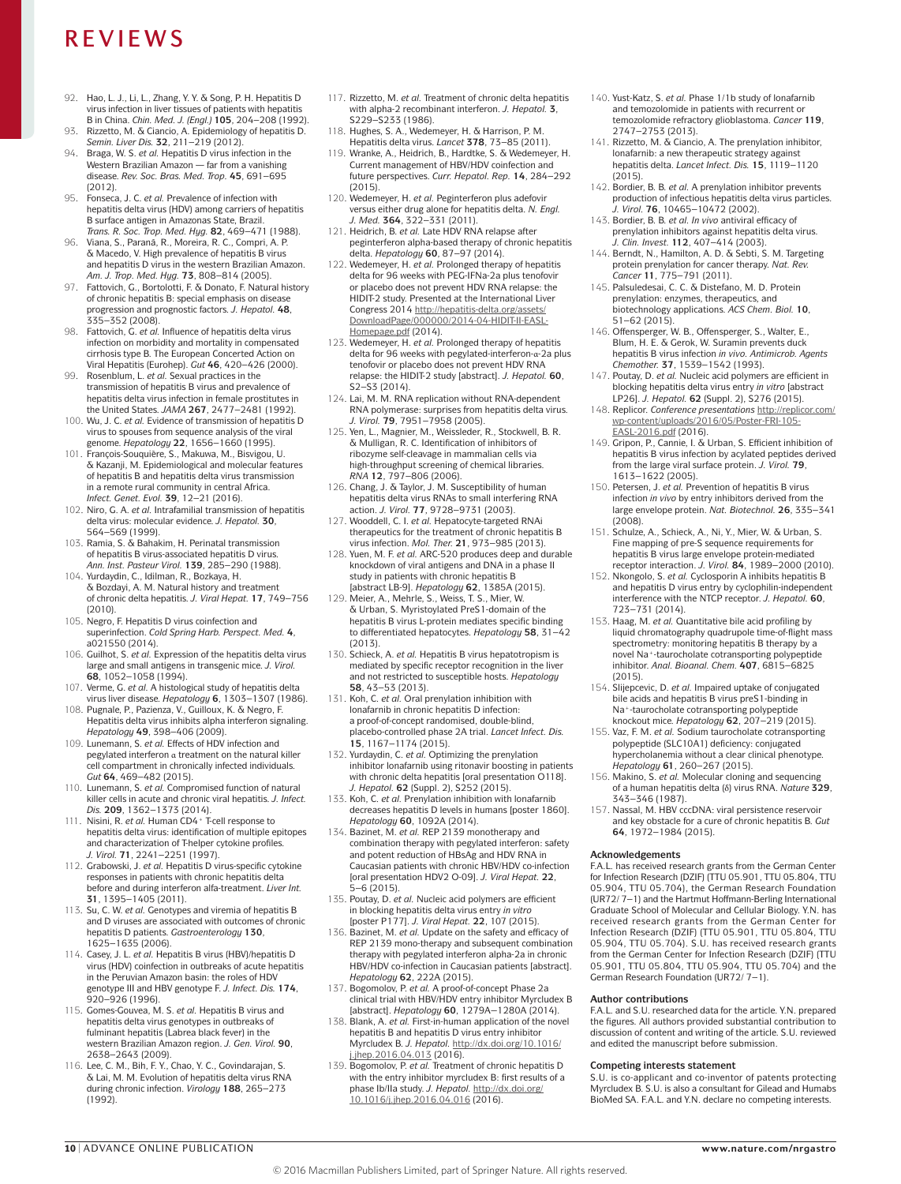92. Hao, L. J., Li, L., Zhang, Y. Y. & Song, P. H. Hepatitis D virus infection in liver tissues of patients with hepatitis B in China. *Chin. Med. J. (Engl.)* **105**, 204–208 (1992).
93. Rizzetto, M. & Ciancio, A. Epidemiology of hepatitis D. *Semin. Liver Dis.* **32**, 211–219 (2012).
94. Braga, W. S. *et al.* Hepatitis D virus infection in the Western Brazilian Amazon — far from a vanishing disease. *Rev. Soc. Bras. Med. Trop.* **45**, 691–695 (2012).
95. Fonseca, J. C. *et al.* Prevalence of infection with hepatitis delta virus (HDV) among carriers of hepatitis B surface antigen in Amazonas State, Brazil. *Trans. R. Soc. Trop. Med. Hyg.* **82**, 469–471 (1988).
96. Viana, S., Paraná, R., Moreira, R. C., Compri, A. P. & Macedo, V. High prevalence of hepatitis B virus and hepatitis D virus in the western Brazilian Amazon. *Am. J. Trop. Med. Hyg.* **73**, 808–814 (2005).
97. Fattovich, G., Bortolotti, F. & Donato, F. Natural history of chronic hepatitis B: special emphasis on disease progression and prognostic factors. *J. Hepatol.* **48**, 335–352 (2008).
98. Fattovich, G. *et al.* Influence of hepatitis delta virus infection on morbidity and mortality in compensated cirrhosis type B. The European Concerted Action on Viral Hepatitis (Eurohep). *Gut* **46**, 420–426 (2000).
99. Rosenblum, L. *et al.* Sexual practices in the transmission of hepatitis B virus and prevalence of hepatitis delta virus infection in female prostitutes in the United States. *JAMA* **267**, 2477–2481 (1992).
100. Wu, J. C. *et al.* Evidence of transmission of hepatitis D virus to spouses from sequence analysis of the viral genome. *Hepatology* **22**, 1656–1660 (1995).
101. François-Souquière, S., Makuwa, M., Bisvigou, U. & Kazanji, M. Epidemiological and molecular features of hepatitis B and hepatitis delta virus transmission in a remote rural community in central Africa. *Infect. Genet. Evol.* **39**, 12–21 (2016).
102. Niro, G. A. *et al.* Intrafamilial transmission of hepatitis delta virus: molecular evidence. *J. Hepatol.* **30**, 564–569 (1999).
103. Ramia, S. & Bahakim, H. Perinatal transmission of hepatitis B virus-associated hepatitis D virus. *Ann. Inst. Pasteur Virol.* **139**, 285–290 (1988).
104. Yurdaydin, C., Idilman, R., Bozkaya, H. & Bozdayi, A. M. Natural history and treatment of chronic delta hepatitis. *J. Viral Hepat.* **17**, 749–756 (2010).
105. Negro, F. Hepatitis D virus coinfection and superinfection. *Cold Spring Harb. Perspect. Med.* **4**, a021550 (2014).
106. Guilhot, S. *et al.* Expression of the hepatitis delta virus large and small antigens in transgenic mice. *J. Virol.* **68**, 1052–1058 (1994).
107. Verme, G. *et al.* A histological study of hepatitis delta virus liver disease. *Hepatology* **6**, 1303–1307 (1986).
108. Pugnale, P., Pazienza, V., Guilloux, K. & Negro, F. Hepatitis delta virus inhibits alpha interferon signaling. *Hepatology* **49**, 398–406 (2009).
109. Lunemann, S. *et al.* Effects of HDV infection and pegylated interferon α treatment on the natural killer cell compartment in chronically infected individuals. *Gut* **64**, 469–482 (2015).
110. Lunemann, S. *et al.* Compromised function of natural killer cells in acute and chronic viral hepatitis. *J. Infect. Dis.* **209**, 1362–1373 (2014).
111. Nisini, R. *et al.* Human CD4+ T-cell response to hepatitis delta virus: identification of multiple epitopes and characterization of T-helper cytokine profiles. *J. Virol.* **71**, 2241–2251 (1997).
112. Grabowski, J. *et al.* Hepatitis D virus-specific cytokine responses in patients with chronic hepatitis delta before and during interferon alfa-treatment. *Liver Int.* **31**, 1395–1405 (2011).
113. Su, C. W. *et al.* Genotypes and viremia of hepatitis B and D viruses are associated with outcomes of chronic hepatitis D patients. *Gastroenterology* **130**, 1625–1635 (2006).
114. Casey, J. L. *et al.* Hepatitis B virus (HBV)/hepatitis D virus (HDV) coinfection in outbreaks of acute hepatitis in the Peruvian Amazon basin: the roles of HDV genotype III and HBV genotype F. *J. Infect. Dis.* **174**, 920–926 (1996).
115. Gomes-Gouvea, M. S. *et al.* Hepatitis B virus and hepatitis delta virus genotypes in outbreaks of fulminant hepatitis (Labrea black fever) in the western Brazilian Amazon region. *J. Gen. Virol.* **90**, 2638–2643 (2009).
116. Lee, C. M., Bih, F. Y., Chao, Y. C., Govindarajan, S. & Lai, M. M. Evolution of hepatitis delta virus RNA during chronic infection. *Virology* **188**, 265–273 (1992).
117. Rizzetto, M. *et al.* Treatment of chronic delta hepatitis with alpha-2 recombinant interferon. *J. Hepatol.* **3**, S229–S233 (1986).
118. Hughes, S. A., Wedemeyer, H. & Harrison, P. M. Hepatitis delta virus. *Lancet* **378**, 73–85 (2011).
119. Wranke, A., Heidrich, B., Hardtke, S. & Wedemeyer, H. Current management of HBV/HDV coinfection and future perspectives. *Curr. Hepatol. Rep.* **14**, 284–292 (2015).
120. Wedemeyer, H. *et al.* Peginterferon plus adefovir versus either drug alone for hepatitis delta. *N. Engl. J. Med.* **364**, 322–331 (2011).
121. Heidrich, B. *et al.* Late HDV RNA relapse after peginterferon alpha-based therapy of chronic hepatitis delta. *Hepatology* **60**, 87–97 (2014).
122. Wedemeyer, H. *et al.* Prolonged therapy of hepatitis delta for 96 weeks with PEG-IFNa-2a plus tenofovir or placebo does not prevent HDV RNA relapse: the HIDIT-2 study. Presented at the International Liver Congress 2014 http://hepatitis-delta.org/assets/DownloadPage/000000/2014-04-HIDIT-II-EASL-Homepage.pdf (2014).
123. Wedemeyer, H. *et al.* Prolonged therapy of hepatitis delta for 96 weeks with pegylated-interferon-α-2a plus tenofovir or placebo does not prevent HDV RNA relapse: the HIDIT-2 study [abstract]. *J. Hepatol.* **60**, S2–S3 (2014).
124. Lai, M. M. RNA replication without RNA-dependent RNA polymerase: surprises from hepatitis delta virus. *J. Virol.* **79**, 7951–7958 (2005).
125. Yen, L., Magnier, M., Weissleder, R., Stockwell, B. R. & Mulligan, R. C. Identification of inhibitors of ribozyme self-cleavage in mammalian cells via high-throughput screening of chemical libraries. *RNA* **12**, 797–806 (2006).
126. Chang, J. & Taylor, J. M. Susceptibility of human hepatitis delta virus RNAs to small interfering RNA action. *J. Virol.* **77**, 9728–9731 (2003).
127. Wooddell, C. I. *et al.* Hepatocyte-targeted RNAi therapeutics for the treatment of chronic hepatitis B virus infection. *Mol. Ther.* **21**, 973–985 (2013).
128. Yuen, M. F. *et al.* ARC-520 produces deep and durable knockdown of viral antigens and DNA in a phase II study in patients with chronic hepatitis B [abstract LB-9]. *Hepatology* **62**, 1385A (2015).
129. Meier, A., Mehrle, S., Weiss, T. S., Mier, W. & Urban, S. Myristoylated PreS1-domain of the hepatitis B virus L-protein mediates specific binding to differentiated hepatocytes. *Hepatology* **58**, 31–42 (2013).
130. Schieck, A. *et al.* Hepatitis B virus hepatotropism is mediated by specific receptor recognition in the liver and not restricted to susceptible hosts. *Hepatology* **58**, 43–53 (2013).
131. Koh, C. *et al.* Oral prenylation inhibition with lonafarnib in chronic hepatitis D infection: a proof-of-concept randomised, double-blind, placebo-controlled phase 2A trial. *Lancet Infect. Dis.* **15**, 1167–1174 (2015).
132. Yurdaydin, C. *et al.* Optimizing the prenylation inhibitor lonafarnib using ritonavir boosting in patients with chronic delta hepatitis [oral presentation O118]. *J. Hepatol.* **62** (Suppl. 2), S252 (2015).
133. Koh, C. *et al.* Prenylation inhibition with lonafarnib decreases hepatitis D levels in humans [poster 1860]. *Hepatology* **60**, 1092A (2014).
134. Bazinet, M. *et al.* REP 2139 monotherapy and combination therapy with pegylated interferon: safety and potent reduction of HBsAg and HDV RNA in Caucasian patients with chronic HBV/HDV co-infection [oral presentation HDV2 O-09]. *J. Viral Hepat.* **22**, 5–6 (2015).
135. Poutay, D. *et al.* Nucleic acid polymers are efficient in blocking hepatitis delta virus entry *in vitro* [poster P177]. *J. Viral Hepat.* **22**, 107 (2015).
136. Bazinet, M. *et al.* Update on the safety and efficacy of REP 2139 mono-therapy and subsequent combination therapy with pegylated interferon alpha-2a in chronic HBV/HDV co-infection in Caucasian patients [abstract]. *Hepatology* **62**, 222A (2015).
137. Bogomolov, P. *et al.* A proof-of-concept Phase 2a clinical trial with HBV/HDV entry inhibitor Myrcludex B [abstract]. *Hepatology* **60**, 1279A–1280A (2014).
138. Blank, A. *et al.* First-in-human application of the novel hepatitis B and hepatitis D virus entry inhibitor Myrcludex B. *J. Hepatol.* http://dx.doi.org/10.1016/j.jhep.2016.04.013 (2016).
139. Bogomolov, P. *et al.* Treatment of chronic hepatitis D with the entry inhibitor myrcludex B: first results of a phase Ib/IIa study. *J. Hepatol.* http://dx.doi.org/10.1016/j.jhep.2016.04.016 (2016).
140. Yust-Katz, S. *et al.* Phase 1/1b study of lonafarnib and temozolomide in patients with recurrent or temozolomide refractory glioblastoma. *Cancer* **119**, 2747–2753 (2013).
141. Rizzetto, M. & Ciancio, A. The prenylation inhibitor, lonafarnib: a new therapeutic strategy against hepatitis delta. *Lancet Infect. Dis.* **15**, 1119–1120 (2015).
142. Bordier, B. B. *et al.* A prenylation inhibitor prevents production of infectious hepatitis delta virus particles. *J. Virol.* **76**, 10465–10472 (2002).
143. Bordier, B. B. *et al. In vivo* antiviral efficacy of prenylation inhibitors against hepatitis delta virus. *J. Clin. Invest.* **112**, 407–414 (2003).
144. Berndt, N., Hamilton, A. D. & Sebti, S. M. Targeting protein prenylation for cancer therapy. *Nat. Rev. Cancer* **11**, 775–791 (2011).
145. Palsuledesai, C. C. & Distefano, M. D. Protein prenylation: enzymes, therapeutics, and biotechnology applications. *ACS Chem. Biol.* **10**, 51–62 (2015).
146. Offensperger, W. B., Offensperger, S., Walter, E., Blum, H. E. & Gerok, W. Suramin prevents duck hepatitis B virus infection *in vivo*. *Antimicrob. Agents Chemother.* **37**, 1539–1542 (1993).
147. Poutay, D. *et al.* Nucleic acid polymers are efficient in blocking hepatitis delta virus entry *in vitro* [abstract LP26]. *J. Hepatol.* **62** (Suppl. 2), S276 (2015).
148. Replicor. *Conference presentations* http://replicor.com/wp-content/uploads/2016/05/Poster-FRI-105-EASL-2016.pdf (2016).
149. Gripon, P., Cannie, I. & Urban, S. Efficient inhibition of hepatitis B virus infection by acylated peptides derived from the large viral surface protein. *J. Virol.* **79**, 1613–1622 (2005).
150. Petersen, J. *et al.* Prevention of hepatitis B virus infection *in vivo* by entry inhibitors derived from the large envelope protein. *Nat. Biotechnol.* **26**, 335–341 (2008).
151. Schulze, A., Schieck, A., Ni, Y., Mier, W. & Urban, S. Fine mapping of pre-S sequence requirements for hepatitis B virus large envelope protein-mediated receptor interaction. *J. Virol.* **84**, 1989–2000 (2010).
152. Nkongolo, S. *et al.* Cyclosporin A inhibits hepatitis B and hepatitis D virus entry by cyclophilin-independent interference with the NTCP receptor. *J. Hepatol.* **60**, 723–731 (2014).
153. Haag, M. *et al.* Quantitative bile acid profiling by liquid chromatography quadrupole time-of-flight mass spectrometry: monitoring hepatitis B therapy by a novel Na+-taurocholate cotransporting polypeptide inhibitor. *Anal. Bioanal. Chem.* **407**, 6815–6825 (2015).
154. Slijepcevic, D. *et al.* Impaired uptake of conjugated bile acids and hepatitis B virus preS1-binding in Na+-taurocholate cotransporting polypeptide knockout mice. *Hepatology* **62**, 207–219 (2015).
155. Vaz, F. M. *et al.* Sodium taurocholate cotransporting polypeptide (SLC10A1) deficiency: conjugated hypercholanemia without a clear clinical phenotype. *Hepatology* **61**, 260–267 (2015).
156. Makino, S. *et al.* Molecular cloning and sequencing of a human hepatitis delta (δ) virus RNA. *Nature* **329**, 343–346 (1987).
157. Nassal, M. HBV cccDNA: viral persistence reservoir and key obstacle for a cure of chronic hepatitis B. *Gut* **64**, 1972–1984 (2015).

### Acknowledgements

F.A.L. has received research grants from the German Center for Infection Research (DZIF) (TTU 05.901, TTU 05.804, TTU 05.904, TTU 05.704), the German Research Foundation (UR72/ 7–1) and the Hartmut Hoffmann-Berling International Graduate School of Molecular and Cellular Biology. Y.N. has received research grants from the German Center for Infection Research (DZIF) (TTU 05.901, TTU 05.804, TTU 05.904, TTU 05.704). S.U. has received research grants from the German Center for Infection Research (DZIF) (TTU 05.901, TTU 05.804, TTU 05.904, TTU 05.704) and the German Research Foundation (UR72/ 7–1).

### Author contributions

F.A.L. and S.U. researched data for the article. Y.N. prepared the figures. All authors provided substantial contribution to discussion of content and writing of the article. S.U. reviewed and edited the manuscript before submission.

### Competing interests statement

S.U. is co-applicant and co-inventor of patents protecting Myrcludex B. S.U. is also a consultant for Gilead and Humabs BioMed SA. F.A.L. and Y.N. declare no competing interests.